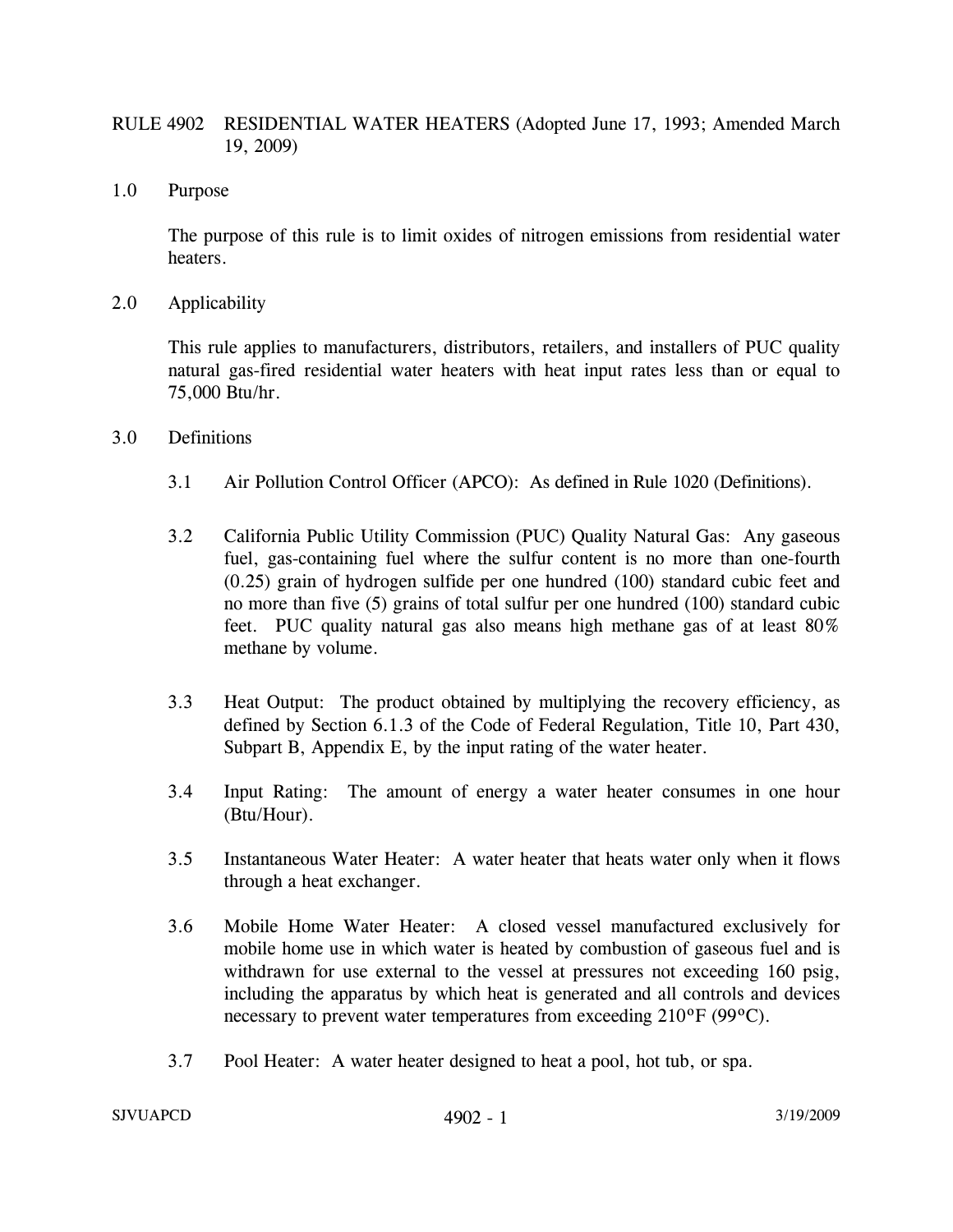# RULE 4902 RESIDENTIAL WATER HEATERS (Adopted June 17, 1993; Amended March 19, 2009)

## 1.0 Purpose

The purpose of this rule is to limit oxides of nitrogen emissions from residential water heaters.

## 2.0 Applicability

This rule applies to manufacturers, distributors, retailers, and installers of PUC quality natural gas-fired residential water heaters with heat input rates less than or equal to 75,000 Btu/hr.

## 3.0 Definitions

3.1 Air Pollution Control Officer (APCO): As defined in Rule 1020 (Definitions).

3.2 California Public Utility Commission (PUC) Quality Natural Gas: Any gaseous fuel, gas-containing fuel where the sulfur content is no more than one-fourth (0.25) grain of hydrogen sulfide per one hundred (100) standard cubic feet and no more than five (5) grains of total sulfur per one hundred (100) standard cubic feet. PUC quality natural gas also means high methane gas of at least 80% methane by volume.

3.3 Heat Output: The product obtained by multiplying the recovery efficiency, as defined by Section 6.1.3 of the Code of Federal Regulation, Title 10, Part 430, Subpart B, Appendix E, by the input rating of the water heater.

3.4 Input Rating: The amount of energy a water heater consumes in one hour (Btu/Hour).

3.5 Instantaneous Water Heater: A water heater that heats water only when it flows through a heat exchanger.

3.6 Mobile Home Water Heater: A closed vessel manufactured exclusively for mobile home use in which water is heated by combustion of gaseous fuel and is withdrawn for use external to the vessel at pressures not exceeding 160 psig, including the apparatus by which heat is generated and all controls and devices necessary to prevent water temperatures from exceeding 210°F (99°C).

3.7 Pool Heater: A water heater designed to heat a pool, hot tub, or spa.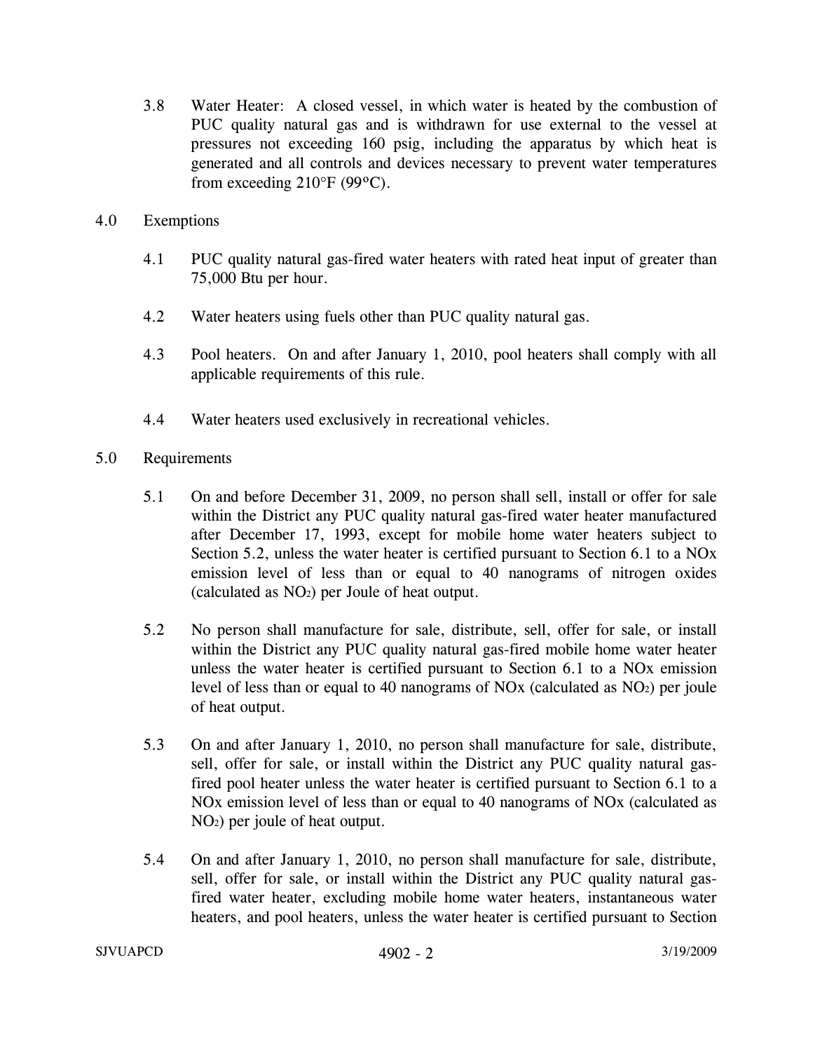3.8 Water Heater: A closed vessel, in which water is heated by the combustion of PUC quality natural gas and is withdrawn for use external to the vessel at pressures not exceeding 160 psig, including the apparatus by which heat is generated and all controls and devices necessary to prevent water temperatures from exceeding 210°F (99°C).

## 4.0 Exemptions

4.1 PUC quality natural gas-fired water heaters with rated heat input of greater than 75,000 Btu per hour.

4.2 Water heaters using fuels other than PUC quality natural gas.

4.3 Pool heaters. On and after January 1, 2010, pool heaters shall comply with all applicable requirements of this rule.

4.4 Water heaters used exclusively in recreational vehicles.

## 5.0 Requirements

5.1 On and before December 31, 2009, no person shall sell, install or offer for sale within the District any PUC quality natural gas-fired water heater manufactured after December 17, 1993, except for mobile home water heaters subject to Section 5.2, unless the water heater is certified pursuant to Section 6.1 to a NOx emission level of less than or equal to 40 nanograms of nitrogen oxides (calculated as $NO_2$) per Joule of heat output.

5.2 No person shall manufacture for sale, distribute, sell, offer for sale, or install within the District any PUC quality natural gas-fired mobile home water heater unless the water heater is certified pursuant to Section 6.1 to a NOx emission level of less than or equal to 40 nanograms of NOx (calculated as $NO_2$) per joule of heat output.

5.3 On and after January 1, 2010, no person shall manufacture for sale, distribute, sell, offer for sale, or install within the District any PUC quality natural gas-fired pool heater unless the water heater is certified pursuant to Section 6.1 to a NOx emission level of less than or equal to 40 nanograms of NOx (calculated as $NO_2$) per joule of heat output.

5.4 On and after January 1, 2010, no person shall manufacture for sale, distribute, sell, offer for sale, or install within the District any PUC quality natural gas-fired water heater, excluding mobile home water heaters, instantaneous water heaters, and pool heaters, unless the water heater is certified pursuant to Section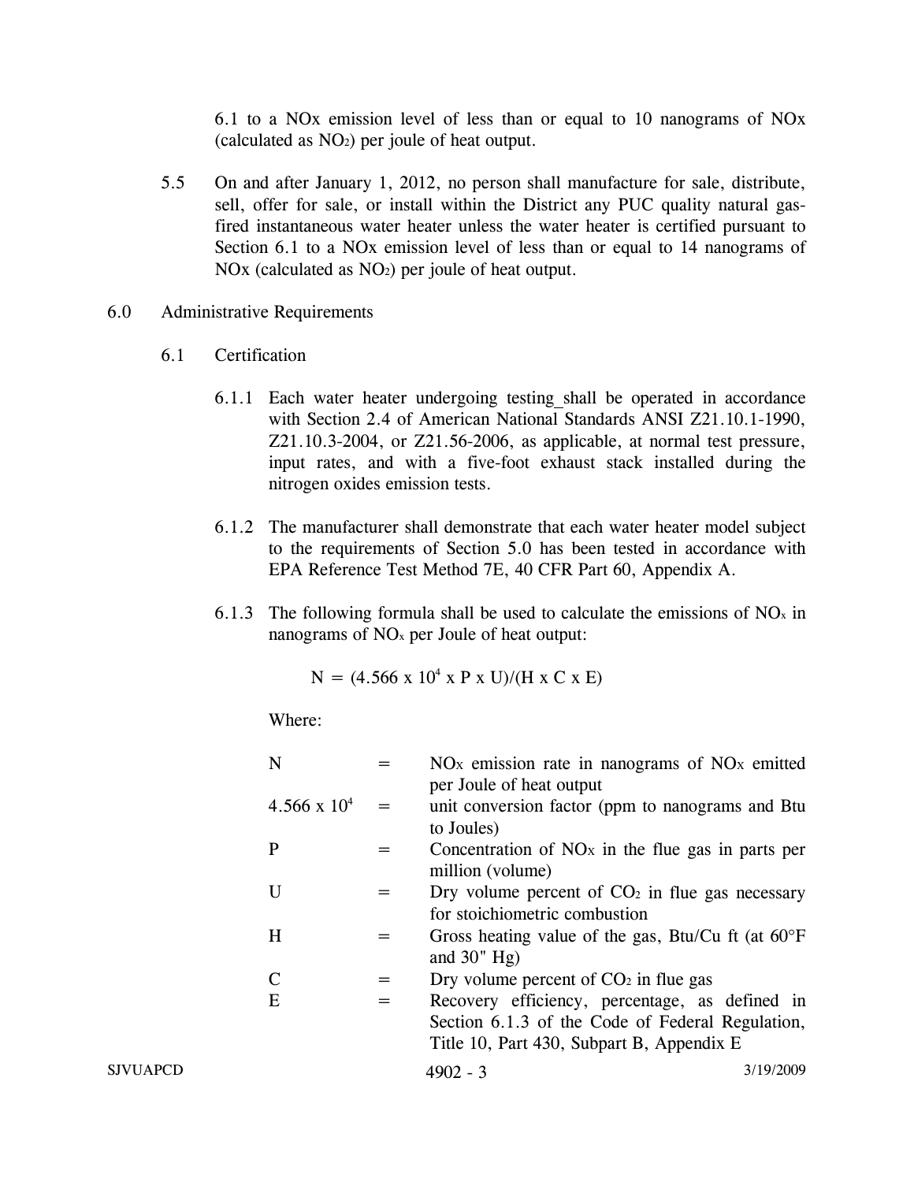6.1 to a NOx emission level of less than or equal to 10 nanograms of NOx (calculated as $NO_2$) per joule of heat output.

5.5 On and after January 1, 2012, no person shall manufacture for sale, distribute, sell, offer for sale, or install within the District any PUC quality natural gas-fired instantaneous water heater unless the water heater is certified pursuant to Section 6.1 to a NOx emission level of less than or equal to 14 nanograms of NOx (calculated as $NO_2$) per joule of heat output.

## 6.0 Administrative Requirements

### 6.1 Certification

6.1.1 Each water heater undergoing testing_shall be operated in accordance with Section 2.4 of American National Standards ANSI Z21.10.1-1990, Z21.10.3-2004, or Z21.56-2006, as applicable, at normal test pressure, input rates, and with a five-foot exhaust stack installed during the nitrogen oxides emission tests.

6.1.2 The manufacturer shall demonstrate that each water heater model subject to the requirements of Section 5.0 has been tested in accordance with EPA Reference Test Method 7E, 40 CFR Part 60, Appendix A.

6.1.3 The following formula shall be used to calculate the emissions of $NO_x$ in nanograms of $NO_x$ per Joule of heat output:

$$N = (4.566 \times 10^4 \times P \times U)/(H \times C \times E)$$

Where:

| | | |
|---|---|---|
| N | = | $NO_x$ emission rate in nanograms of $NO_x$ emitted per Joule of heat output |
| $4.566 \times 10^4$ | = | unit conversion factor (ppm to nanograms and Btu to Joules) |
| P | = | Concentration of $NO_x$ in the flue gas in parts per million (volume) |
| U | = | Dry volume percent of $CO_2$ in flue gas necessary for stoichiometric combustion |
| H | = | Gross heating value of the gas, Btu/Cu ft (at 60°F and 30" Hg) |
| C | = | Dry volume percent of $CO_2$ in flue gas |
| E | = | Recovery efficiency, percentage, as defined in Section 6.1.3 of the Code of Federal Regulation, Title 10, Part 430, Subpart B, Appendix E |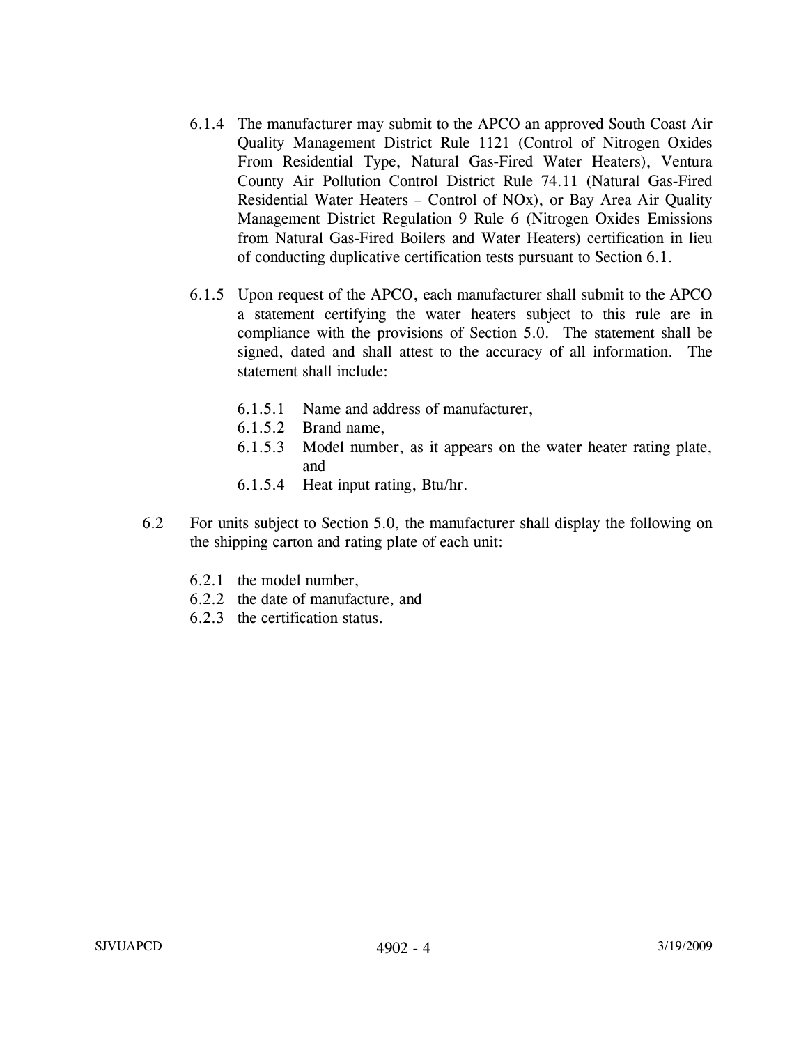6.1.4 The manufacturer may submit to the APCO an approved South Coast Air Quality Management District Rule 1121 (Control of Nitrogen Oxides From Residential Type, Natural Gas-Fired Water Heaters), Ventura County Air Pollution Control District Rule 74.11 (Natural Gas-Fired Residential Water Heaters – Control of NOx), or Bay Area Air Quality Management District Regulation 9 Rule 6 (Nitrogen Oxides Emissions from Natural Gas-Fired Boilers and Water Heaters) certification in lieu of conducting duplicative certification tests pursuant to Section 6.1.

6.1.5 Upon request of the APCO, each manufacturer shall submit to the APCO a statement certifying the water heaters subject to this rule are in compliance with the provisions of Section 5.0. The statement shall be signed, dated and shall attest to the accuracy of all information. The statement shall include:

6.1.5.1 Name and address of manufacturer,
6.1.5.2 Brand name,
6.1.5.3 Model number, as it appears on the water heater rating plate, and
6.1.5.4 Heat input rating, Btu/hr.

6.2 For units subject to Section 5.0, the manufacturer shall display the following on the shipping carton and rating plate of each unit:

6.2.1 the model number,
6.2.2 the date of manufacture, and
6.2.3 the certification status.